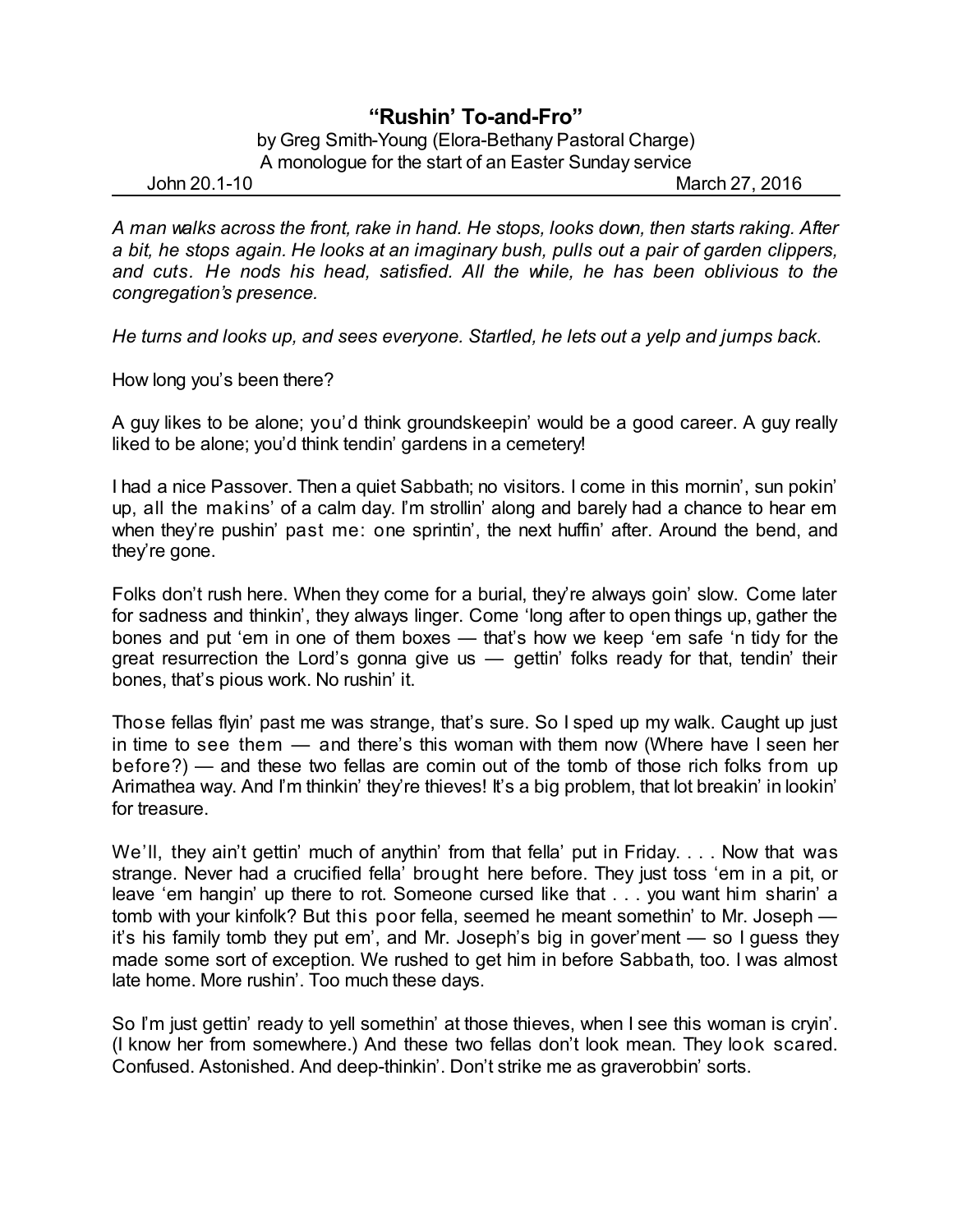# "Rushin' To-and-Fro"

by Greg Smith-Young (Elora-Bethany Pastoral Charge)
A monologue for the start of an Easter Sunday service

John 20.1-10 March 27, 2016

---

*A man walks across the front, rake in hand. He stops, looks down, then starts raking. After a bit, he stops again. He looks at an imaginary bush, pulls out a pair of garden clippers, and cuts. He nods his head, satisfied. All the while, he has been oblivious to the congregation's presence.*

*He turns and looks up, and sees everyone. Startled, he lets out a yelp and jumps back.*

How long you's been there?

A guy likes to be alone; you'd think groundskeepin' would be a good career. A guy really liked to be alone; you'd think tendin' gardens in a cemetery!

I had a nice Passover. Then a quiet Sabbath; no visitors. I come in this mornin', sun pokin' up, all the makins' of a calm day. I'm strollin' along and barely had a chance to hear em when they're pushin' past me: one sprintin', the next huffin' after. Around the bend, and they're gone.

Folks don't rush here. When they come for a burial, they're always goin' slow. Come later for sadness and thinkin', they always linger. Come 'long after to open things up, gather the bones and put 'em in one of them boxes — that's how we keep 'em safe 'n tidy for the great resurrection the Lord's gonna give us — gettin' folks ready for that, tendin' their bones, that's pious work. No rushin' it.

Those fellas flyin' past me was strange, that's sure. So I sped up my walk. Caught up just in time to see them — and there's this woman with them now (Where have I seen her before?) — and these two fellas are comin out of the tomb of those rich folks from up Arimathea way. And I'm thinkin' they're thieves! It's a big problem, that lot breakin' in lookin' for treasure.

We'll, they ain't gettin' much of anythin' from that fella' put in Friday. . . . Now that was strange. Never had a crucified fella' brought here before. They just toss 'em in a pit, or leave 'em hangin' up there to rot. Someone cursed like that . . . you want him sharin' a tomb with your kinfolk? But this poor fella, seemed he meant somethin' to Mr. Joseph — it's his family tomb they put em', and Mr. Joseph's big in gover'ment — so I guess they made some sort of exception. We rushed to get him in before Sabbath, too. I was almost late home. More rushin'. Too much these days.

So I'm just gettin' ready to yell somethin' at those thieves, when I see this woman is cryin'. (I know her from somewhere.) And these two fellas don't look mean. They look scared. Confused. Astonished. And deep-thinkin'. Don't strike me as graverobbin' sorts.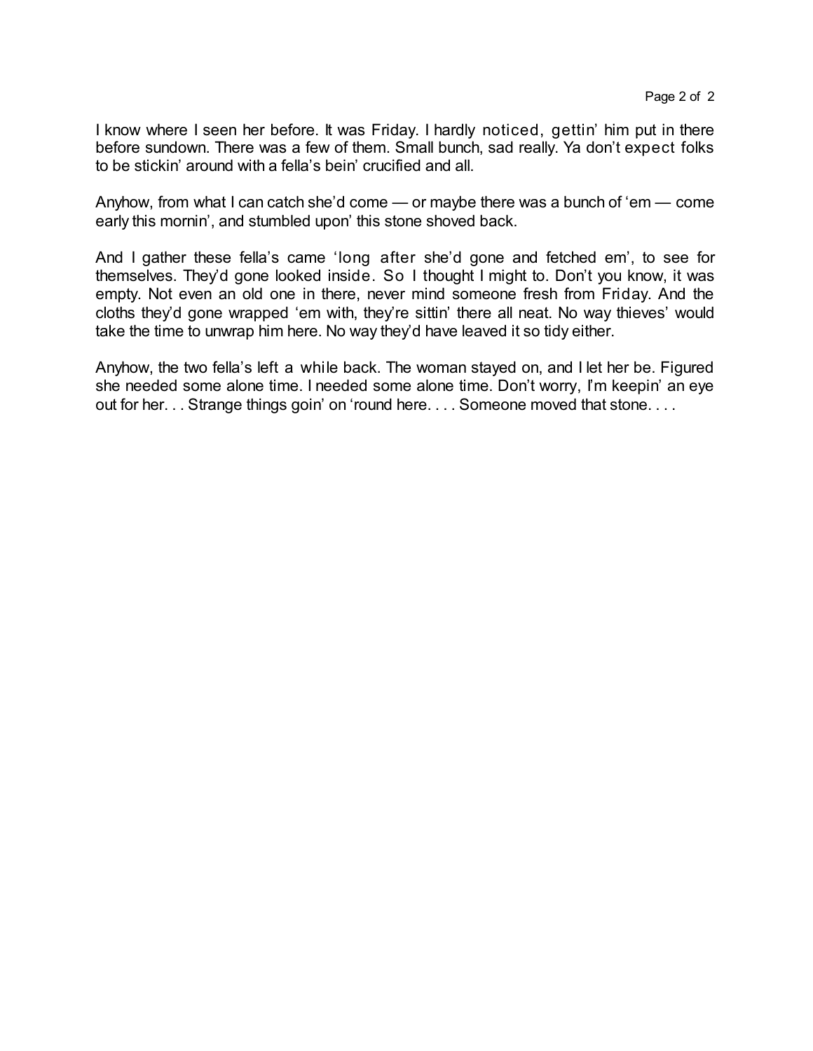I know where I seen her before. It was Friday. I hardly noticed, gettin' him put in there before sundown. There was a few of them. Small bunch, sad really. Ya don't expect folks to be stickin' around with a fella's bein' crucified and all.

Anyhow, from what I can catch she'd come — or maybe there was a bunch of 'em — come early this mornin', and stumbled upon' this stone shoved back.

And I gather these fella's came 'long after she'd gone and fetched em', to see for themselves. They'd gone looked inside. So I thought I might to. Don't you know, it was empty. Not even an old one in there, never mind someone fresh from Friday. And the cloths they'd gone wrapped 'em with, they're sittin' there all neat. No way thieves' would take the time to unwrap him here. No way they'd have leaved it so tidy either.

Anyhow, the two fella's left a while back. The woman stayed on, and I let her be. Figured she needed some alone time. I needed some alone time. Don't worry, I'm keepin' an eye out for her. . . Strange things goin' on 'round here. . . . Someone moved that stone. . . .